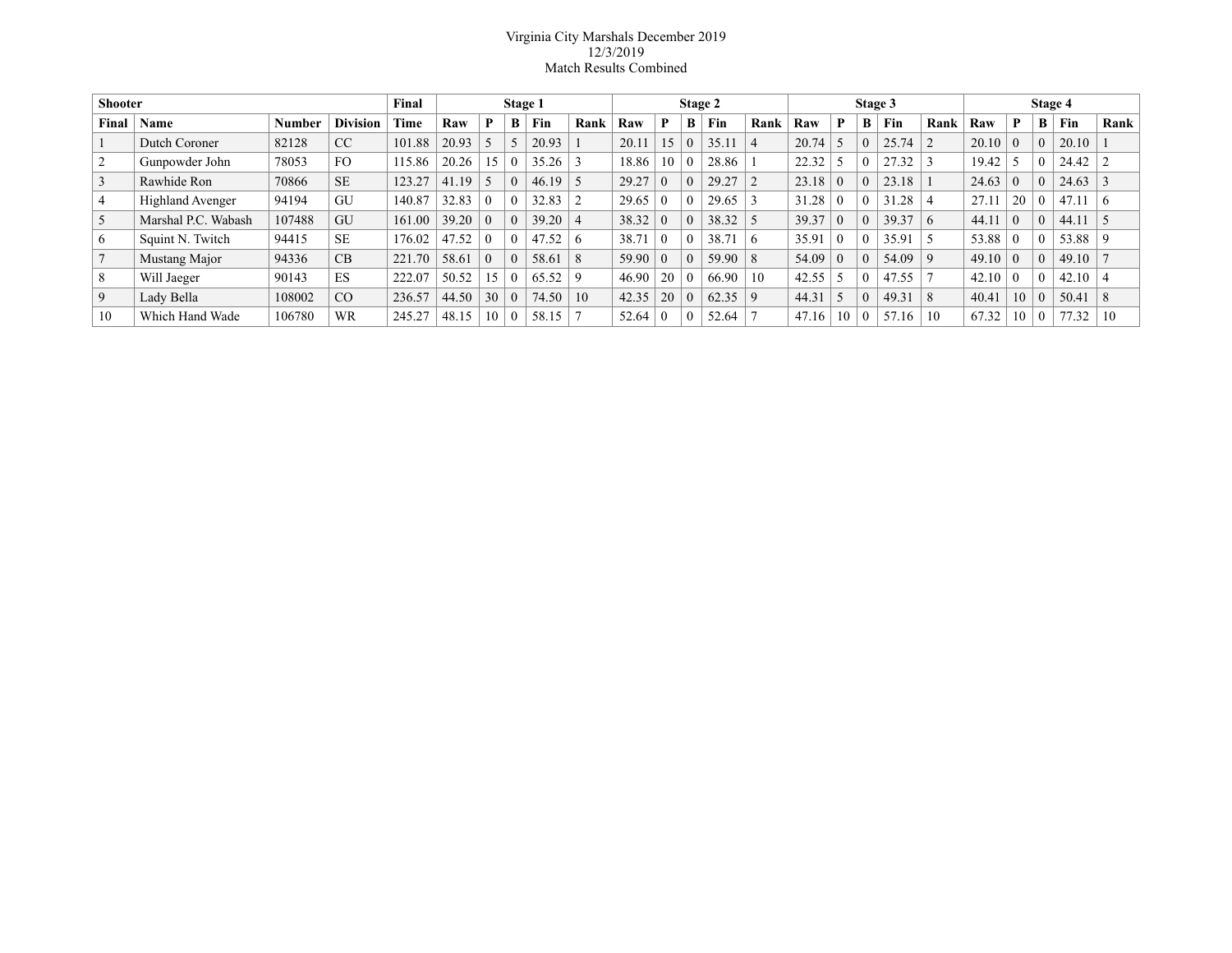Virginia City Marshals December 2019
12/3/2019
Match Results Combined

| Shooter | | | | Final | Stage 1 | | | | | Stage 2 | | | | | Stage 3 | | | | | Stage 4 | | | | |
|---|---|---|---|---|---|---|---|---|---|---|---|---|---|---|---|---|---|---|---|---|---|---|---|---|
| Final | Name | Number | Division | Time | Raw | P | B | Fin | Rank | Raw | P | B | Fin | Rank | Raw | P | B | Fin | Rank | Raw | P | B | Fin | Rank |
| 1 | Dutch Coroner | 82128 | CC | 101.88 | 20.93 | 5 | 5 | 20.93 | 1 | 20.11 | 15 | 0 | 35.11 | 4 | 20.74 | 5 | 0 | 25.74 | 2 | 20.10 | 0 | 0 | 20.10 | 1 |
| 2 | Gunpowder John | 78053 | FO | 115.86 | 20.26 | 15 | 0 | 35.26 | 3 | 18.86 | 10 | 0 | 28.86 | 1 | 22.32 | 5 | 0 | 27.32 | 3 | 19.42 | 5 | 0 | 24.42 | 2 |
| 3 | Rawhide Ron | 70866 | SE | 123.27 | 41.19 | 5 | 0 | 46.19 | 5 | 29.27 | 0 | 0 | 29.27 | 2 | 23.18 | 0 | 0 | 23.18 | 1 | 24.63 | 0 | 0 | 24.63 | 3 |
| 4 | Highland Avenger | 94194 | GU | 140.87 | 32.83 | 0 | 0 | 32.83 | 2 | 29.65 | 0 | 0 | 29.65 | 3 | 31.28 | 0 | 0 | 31.28 | 4 | 27.11 | 20 | 0 | 47.11 | 6 |
| 5 | Marshal P.C. Wabash | 107488 | GU | 161.00 | 39.20 | 0 | 0 | 39.20 | 4 | 38.32 | 0 | 0 | 38.32 | 5 | 39.37 | 0 | 0 | 39.37 | 6 | 44.11 | 0 | 0 | 44.11 | 5 |
| 6 | Squint N. Twitch | 94415 | SE | 176.02 | 47.52 | 0 | 0 | 47.52 | 6 | 38.71 | 0 | 0 | 38.71 | 6 | 35.91 | 0 | 0 | 35.91 | 5 | 53.88 | 0 | 0 | 53.88 | 9 |
| 7 | Mustang Major | 94336 | CB | 221.70 | 58.61 | 0 | 0 | 58.61 | 8 | 59.90 | 0 | 0 | 59.90 | 8 | 54.09 | 0 | 0 | 54.09 | 9 | 49.10 | 0 | 0 | 49.10 | 7 |
| 8 | Will Jaeger | 90143 | ES | 222.07 | 50.52 | 15 | 0 | 65.52 | 9 | 46.90 | 20 | 0 | 66.90 | 10 | 42.55 | 5 | 0 | 47.55 | 7 | 42.10 | 0 | 0 | 42.10 | 4 |
| 9 | Lady Bella | 108002 | CO | 236.57 | 44.50 | 30 | 0 | 74.50 | 10 | 42.35 | 20 | 0 | 62.35 | 9 | 44.31 | 5 | 0 | 49.31 | 8 | 40.41 | 10 | 0 | 50.41 | 8 |
| 10 | Which Hand Wade | 106780 | WR | 245.27 | 48.15 | 10 | 0 | 58.15 | 7 | 52.64 | 0 | 0 | 52.64 | 7 | 47.16 | 10 | 0 | 57.16 | 10 | 67.32 | 10 | 0 | 77.32 | 10 |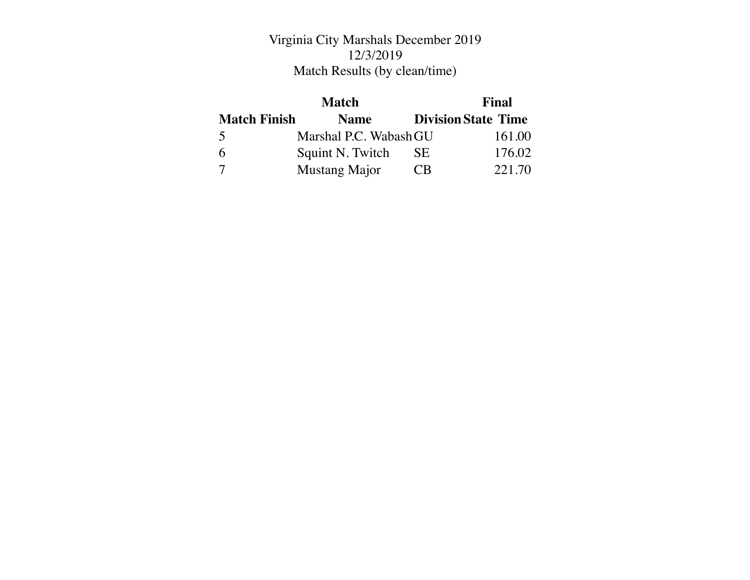Virginia City Marshals December 2019
12/3/2019
Match Results (by clean/time)

| Match Finish | Match Name | Division | State | Final Time |
|---|---|---|---|---|
| 5 | Marshal P.C. Wabash | GU | | 161.00 |
| 6 | Squint N. Twitch | SE | | 176.02 |
| 7 | Mustang Major | CB | | 221.70 |